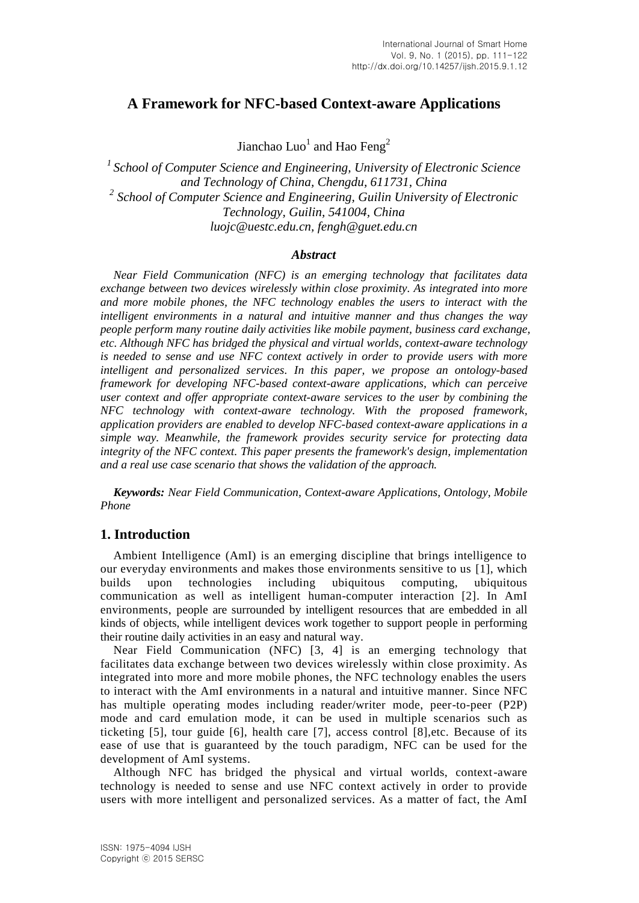# A Framework for NFC-based Context-aware Applications

Jianchao Luo[1] and Hao Feng[2]

[1] *School of Computer Science and Engineering, University of Electronic Science and Technology of China, Chengdu, 611731, China*
[2] *School of Computer Science and Engineering, Guilin University of Electronic Technology, Guilin, 541004, China*
*luojc@uestc.edu.cn, fengh@guet.edu.cn*

### *Abstract*

*Near Field Communication (NFC) is an emerging technology that facilitates data exchange between two devices wirelessly within close proximity. As integrated into more and more mobile phones, the NFC technology enables the users to interact with the intelligent environments in a natural and intuitive manner and thus changes the way people perform many routine daily activities like mobile payment, business card exchange, etc. Although NFC has bridged the physical and virtual worlds, context-aware technology is needed to sense and use NFC context actively in order to provide users with more intelligent and personalized services. In this paper, we propose an ontology-based framework for developing NFC-based context-aware applications, which can perceive user context and offer appropriate context-aware services to the user by combining the NFC technology with context-aware technology. With the proposed framework, application providers are enabled to develop NFC-based context-aware applications in a simple way. Meanwhile, the framework provides security service for protecting data integrity of the NFC context. This paper presents the framework's design, implementation and a real use case scenario that shows the validation of the approach.*

***Keywords:*** *Near Field Communication, Context-aware Applications, Ontology, Mobile Phone*

## 1. Introduction

Ambient Intelligence (AmI) is an emerging discipline that brings intelligence to our everyday environments and makes those environments sensitive to us [1], which builds upon technologies including ubiquitous computing, ubiquitous communication as well as intelligent human-computer interaction [2]. In AmI environments, people are surrounded by intelligent resources that are embedded in all kinds of objects, while intelligent devices work together to support people in performing their routine daily activities in an easy and natural way.

Near Field Communication (NFC) [3, 4] is an emerging technology that facilitates data exchange between two devices wirelessly within close proximity. As integrated into more and more mobile phones, the NFC technology enables the users to interact with the AmI environments in a natural and intuitive manner. Since NFC has multiple operating modes including reader/writer mode, peer-to-peer (P2P) mode and card emulation mode, it can be used in multiple scenarios such as ticketing [5], tour guide [6], health care [7], access control [8],etc. Because of its ease of use that is guaranteed by the touch paradigm, NFC can be used for the development of AmI systems.

Although NFC has bridged the physical and virtual worlds, context-aware technology is needed to sense and use NFC context actively in order to provide users with more intelligent and personalized services. As a matter of fact, the AmI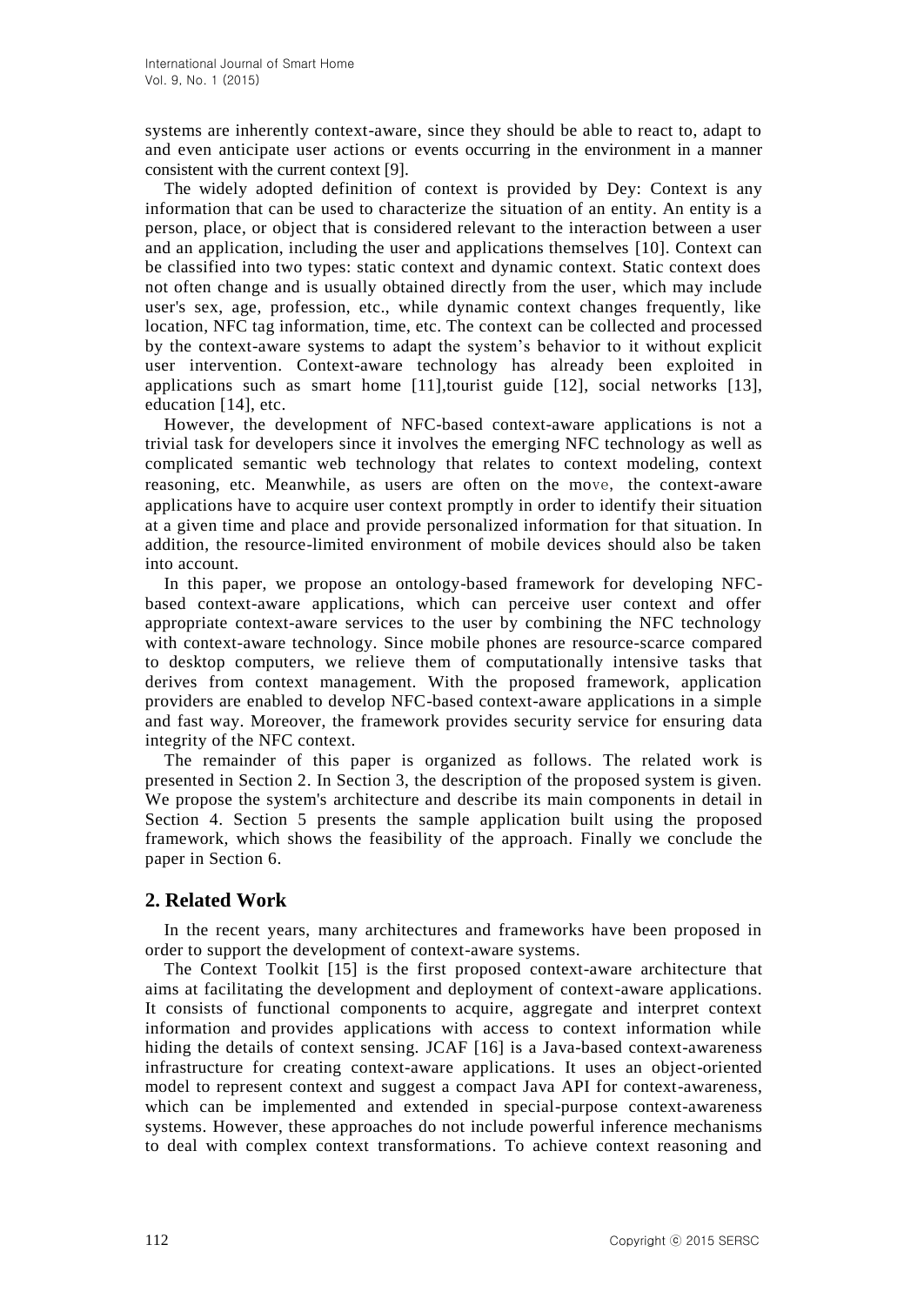systems are inherently context-aware, since they should be able to react to, adapt to and even anticipate user actions or events occurring in the environment in a manner consistent with the current context [9].

The widely adopted definition of context is provided by Dey: Context is any information that can be used to characterize the situation of an entity. An entity is a person, place, or object that is considered relevant to the interaction between a user and an application, including the user and applications themselves [10]. Context can be classified into two types: static context and dynamic context. Static context does not often change and is usually obtained directly from the user, which may include user's sex, age, profession, etc., while dynamic context changes frequently, like location, NFC tag information, time, etc. The context can be collected and processed by the context-aware systems to adapt the system's behavior to it without explicit user intervention. Context-aware technology has already been exploited in applications such as smart home [11],tourist guide [12], social networks [13], education [14], etc.

However, the development of NFC-based context-aware applications is not a trivial task for developers since it involves the emerging NFC technology as well as complicated semantic web technology that relates to context modeling, context reasoning, etc. Meanwhile, as users are often on the move, the context-aware applications have to acquire user context promptly in order to identify their situation at a given time and place and provide personalized information for that situation. In addition, the resource-limited environment of mobile devices should also be taken into account.

In this paper, we propose an ontology-based framework for developing NFC-based context-aware applications, which can perceive user context and offer appropriate context-aware services to the user by combining the NFC technology with context-aware technology. Since mobile phones are resource-scarce compared to desktop computers, we relieve them of computationally intensive tasks that derives from context management. With the proposed framework, application providers are enabled to develop NFC-based context-aware applications in a simple and fast way. Moreover, the framework provides security service for ensuring data integrity of the NFC context.

The remainder of this paper is organized as follows. The related work is presented in Section 2. In Section 3, the description of the proposed system is given. We propose the system's architecture and describe its main components in detail in Section 4. Section 5 presents the sample application built using the proposed framework, which shows the feasibility of the approach. Finally we conclude the paper in Section 6.

## 2. Related Work

In the recent years, many architectures and frameworks have been proposed in order to support the development of context-aware systems.

The Context Toolkit [15] is the first proposed context-aware architecture that aims at facilitating the development and deployment of context-aware applications. It consists of functional components to acquire, aggregate and interpret context information and provides applications with access to context information while hiding the details of context sensing. JCAF [16] is a Java-based context-awareness infrastructure for creating context-aware applications. It uses an object-oriented model to represent context and suggest a compact Java API for context-awareness, which can be implemented and extended in special-purpose context-awareness systems. However, these approaches do not include powerful inference mechanisms to deal with complex context transformations. To achieve context reasoning and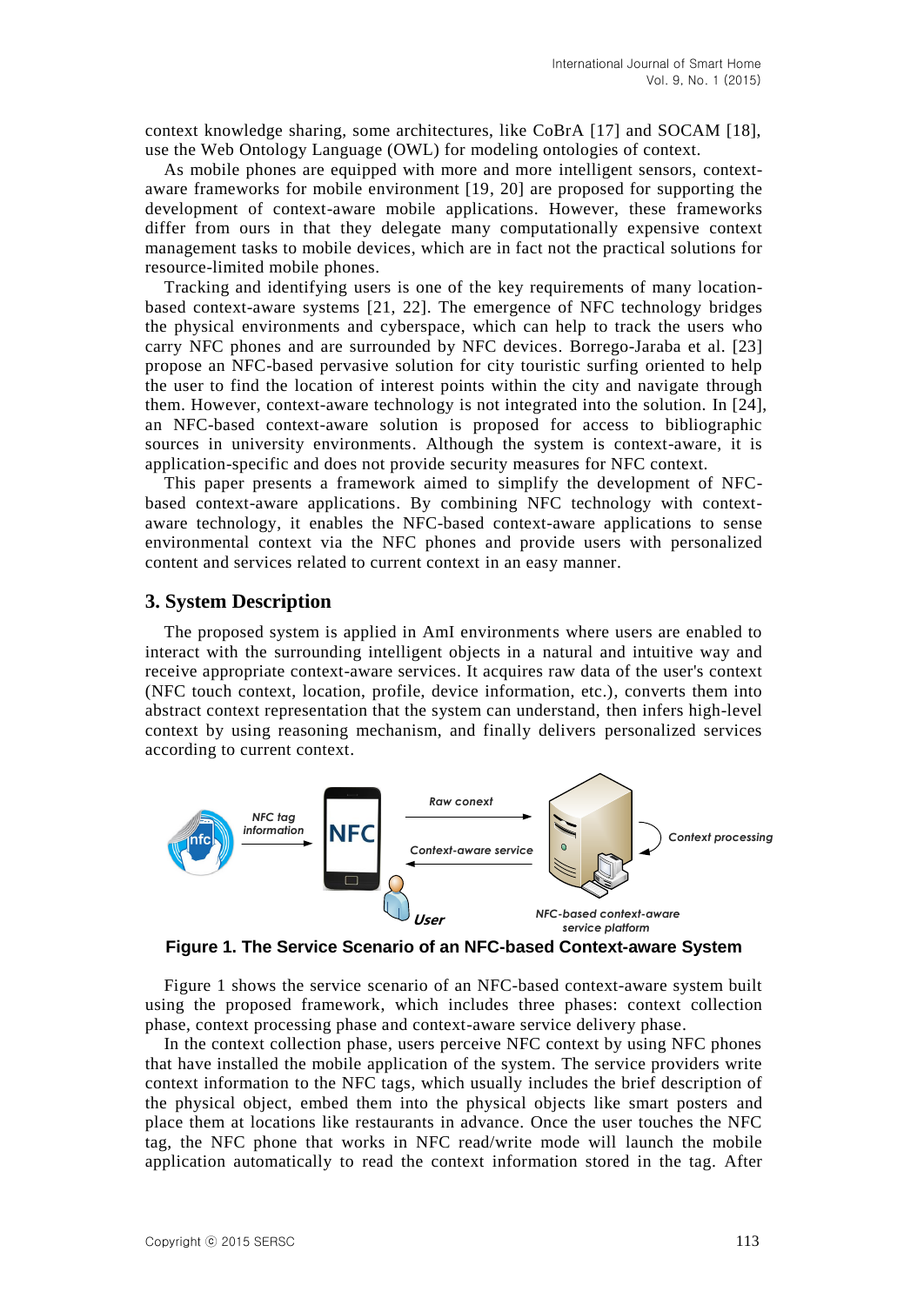context knowledge sharing, some architectures, like CoBrA [17] and SOCAM [18], use the Web Ontology Language (OWL) for modeling ontologies of context.

As mobile phones are equipped with more and more intelligent sensors, context-aware frameworks for mobile environment [19, 20] are proposed for supporting the development of context-aware mobile applications. However, these frameworks differ from ours in that they delegate many computationally expensive context management tasks to mobile devices, which are in fact not the practical solutions for resource-limited mobile phones.

Tracking and identifying users is one of the key requirements of many location-based context-aware systems [21, 22]. The emergence of NFC technology bridges the physical environments and cyberspace, which can help to track the users who carry NFC phones and are surrounded by NFC devices. Borrego-Jaraba et al. [23] propose an NFC-based pervasive solution for city touristic surfing oriented to help the user to find the location of interest points within the city and navigate through them. However, context-aware technology is not integrated into the solution. In [24], an NFC-based context-aware solution is proposed for access to bibliographic sources in university environments. Although the system is context-aware, it is application-specific and does not provide security measures for NFC context.

This paper presents a framework aimed to simplify the development of NFC-based context-aware applications. By combining NFC technology with context-aware technology, it enables the NFC-based context-aware applications to sense environmental context via the NFC phones and provide users with personalized content and services related to current context in an easy manner.

## 3. System Description

The proposed system is applied in AmI environments where users are enabled to interact with the surrounding intelligent objects in a natural and intuitive way and receive appropriate context-aware services. It acquires raw data of the user's context (NFC touch context, location, profile, device information, etc.), converts them into abstract context representation that the system can understand, then infers high-level context by using reasoning mechanism, and finally delivers personalized services according to current context.

**Figure 1. The Service Scenario of an NFC-based Context-aware System**

Figure 1 shows the service scenario of an NFC-based context-aware system built using the proposed framework, which includes three phases: context collection phase, context processing phase and context-aware service delivery phase.

In the context collection phase, users perceive NFC context by using NFC phones that have installed the mobile application of the system. The service providers write context information to the NFC tags, which usually includes the brief description of the physical object, embed them into the physical objects like smart posters and place them at locations like restaurants in advance. Once the user touches the NFC tag, the NFC phone that works in NFC read/write mode will launch the mobile application automatically to read the context information stored in the tag. After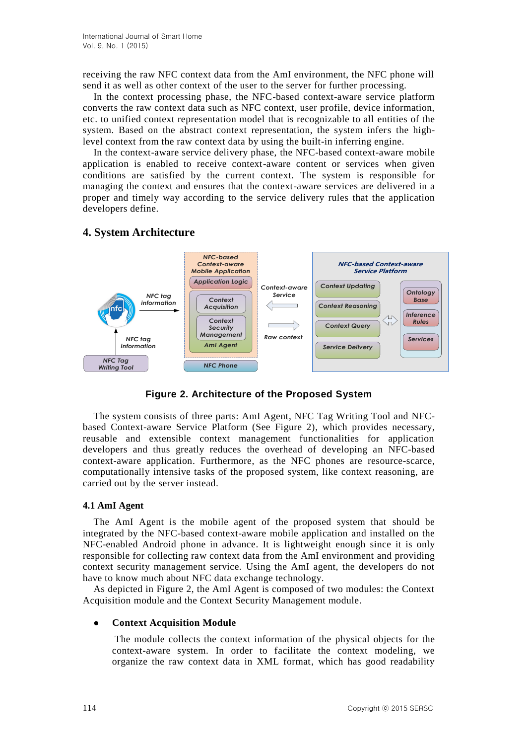receiving the raw NFC context data from the AmI environment, the NFC phone will send it as well as other context of the user to the server for further processing.

In the context processing phase, the NFC-based context-aware service platform converts the raw context data such as NFC context, user profile, device information, etc. to unified context representation model that is recognizable to all entities of the system. Based on the abstract context representation, the system infers the high-level context from the raw context data by using the built-in inferring engine.

In the context-aware service delivery phase, the NFC-based context-aware mobile application is enabled to receive context-aware content or services when given conditions are satisfied by the current context. The system is responsible for managing the context and ensures that the context-aware services are delivered in a proper and timely way according to the service delivery rules that the application developers define.

## 4. System Architecture

**Figure 2. Architecture of the Proposed System**

The system consists of three parts: AmI Agent, NFC Tag Writing Tool and NFC-based Context-aware Service Platform (See Figure 2), which provides necessary, reusable and extensible context management functionalities for application developers and thus greatly reduces the overhead of developing an NFC-based context-aware application. Furthermore, as the NFC phones are resource-scarce, computationally intensive tasks of the proposed system, like context reasoning, are carried out by the server instead.

### 4.1 AmI Agent

The AmI Agent is the mobile agent of the proposed system that should be integrated by the NFC-based context-aware mobile application and installed on the NFC-enabled Android phone in advance. It is lightweight enough since it is only responsible for collecting raw context data from the AmI environment and providing context security management service. Using the AmI agent, the developers do not have to know much about NFC data exchange technology.

As depicted in Figure 2, the AmI Agent is composed of two modules: the Context Acquisition module and the Context Security Management module.

- **Context Acquisition Module**

  The module collects the context information of the physical objects for the context-aware system. In order to facilitate the context modeling, we organize the raw context data in XML format, which has good readability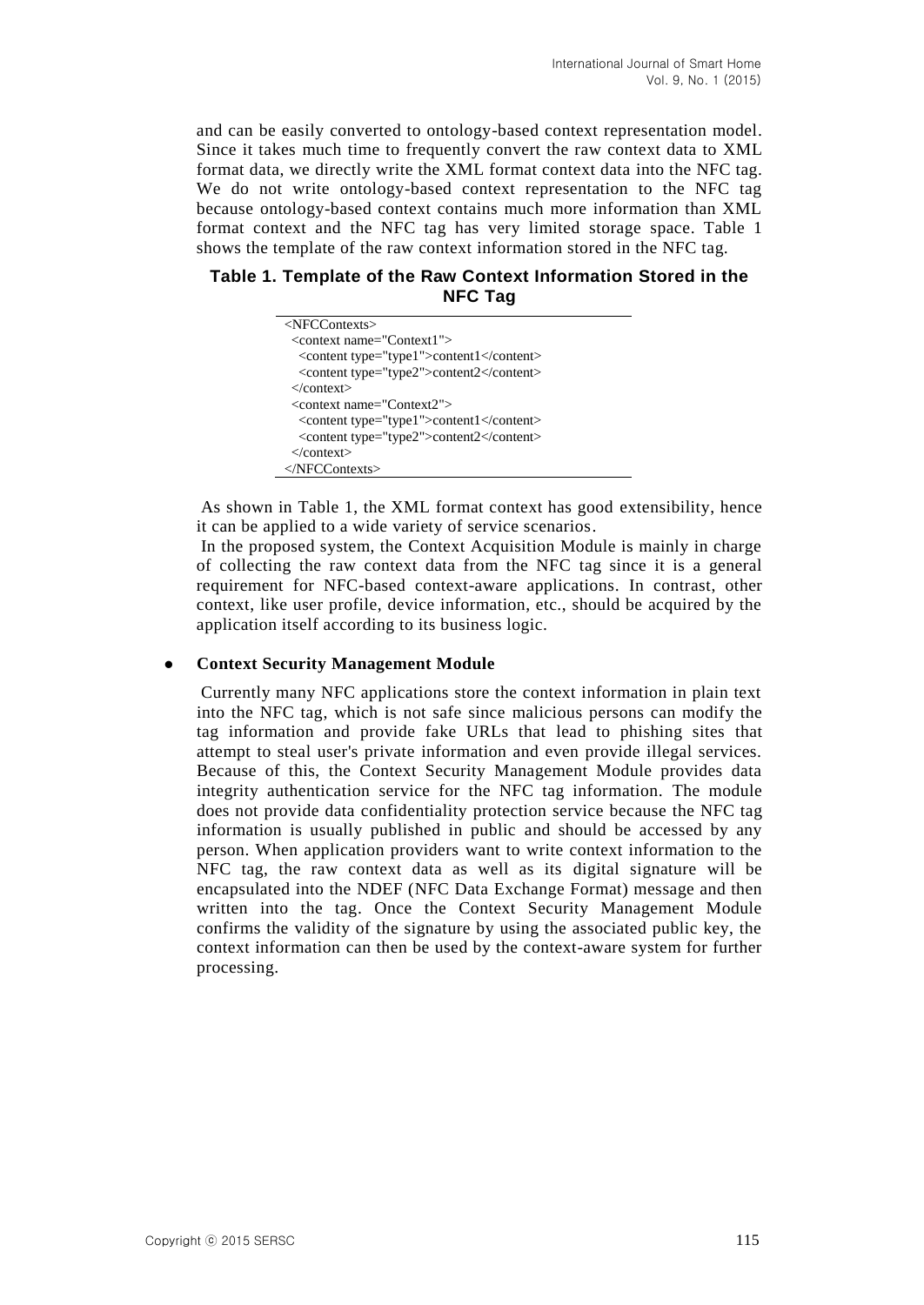and can be easily converted to ontology-based context representation model. Since it takes much time to frequently convert the raw context data to XML format data, we directly write the XML format context data into the NFC tag. We do not write ontology-based context representation to the NFC tag because ontology-based context contains much more information than XML format context and the NFC tag has very limited storage space. Table 1 shows the template of the raw context information stored in the NFC tag.

**Table 1. Template of the Raw Context Information Stored in the NFC Tag**

```
<NFCContexts>
  <context name="Context1">
    <content type="type1">content1</content>
    <content type="type2">content2</content>
  </context>
  <context name="Context2">
    <content type="type1">content1</content>
    <content type="type2">content2</content>
  </context>
</NFCContexts>
```

As shown in Table 1, the XML format context has good extensibility, hence it can be applied to a wide variety of service scenarios.

In the proposed system, the Context Acquisition Module is mainly in charge of collecting the raw context data from the NFC tag since it is a general requirement for NFC-based context-aware applications. In contrast, other context, like user profile, device information, etc., should be acquired by the application itself according to its business logic.

- **Context Security Management Module**

Currently many NFC applications store the context information in plain text into the NFC tag, which is not safe since malicious persons can modify the tag information and provide fake URLs that lead to phishing sites that attempt to steal user's private information and even provide illegal services. Because of this, the Context Security Management Module provides data integrity authentication service for the NFC tag information. The module does not provide data confidentiality protection service because the NFC tag information is usually published in public and should be accessed by any person. When application providers want to write context information to the NFC tag, the raw context data as well as its digital signature will be encapsulated into the NDEF (NFC Data Exchange Format) message and then written into the tag. Once the Context Security Management Module confirms the validity of the signature by using the associated public key, the context information can then be used by the context-aware system for further processing.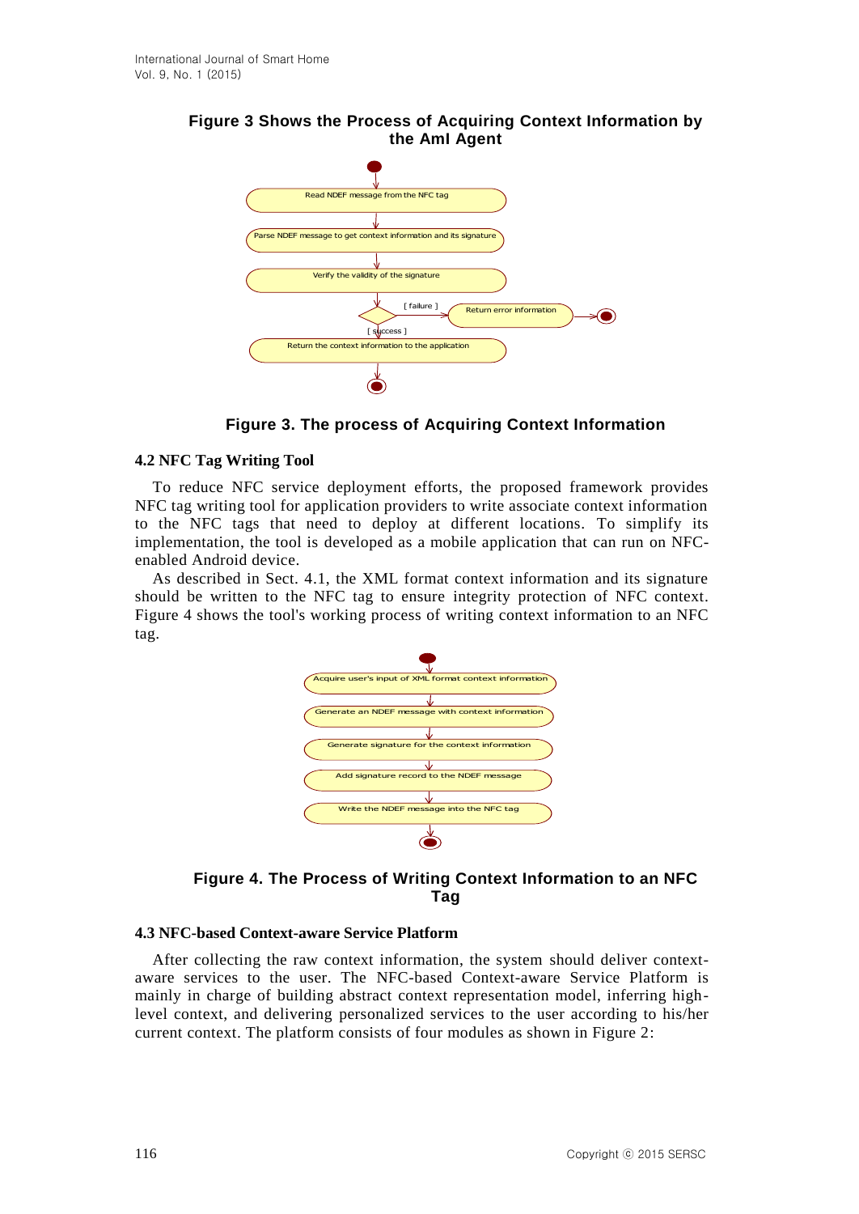**Figure 3 Shows the Process of Acquiring Context Information by the AmI Agent**

**Figure 3. The process of Acquiring Context Information**

### 4.2 NFC Tag Writing Tool

To reduce NFC service deployment efforts, the proposed framework provides NFC tag writing tool for application providers to write associate context information to the NFC tags that need to deploy at different locations. To simplify its implementation, the tool is developed as a mobile application that can run on NFC-enabled Android device.

As described in Sect. 4.1, the XML format context information and its signature should be written to the NFC tag to ensure integrity protection of NFC context. Figure 4 shows the tool's working process of writing context information to an NFC tag.

**Figure 4. The Process of Writing Context Information to an NFC Tag**

### 4.3 NFC-based Context-aware Service Platform

After collecting the raw context information, the system should deliver context-aware services to the user. The NFC-based Context-aware Service Platform is mainly in charge of building abstract context representation model, inferring high-level context, and delivering personalized services to the user according to his/her current context. The platform consists of four modules as shown in Figure 2: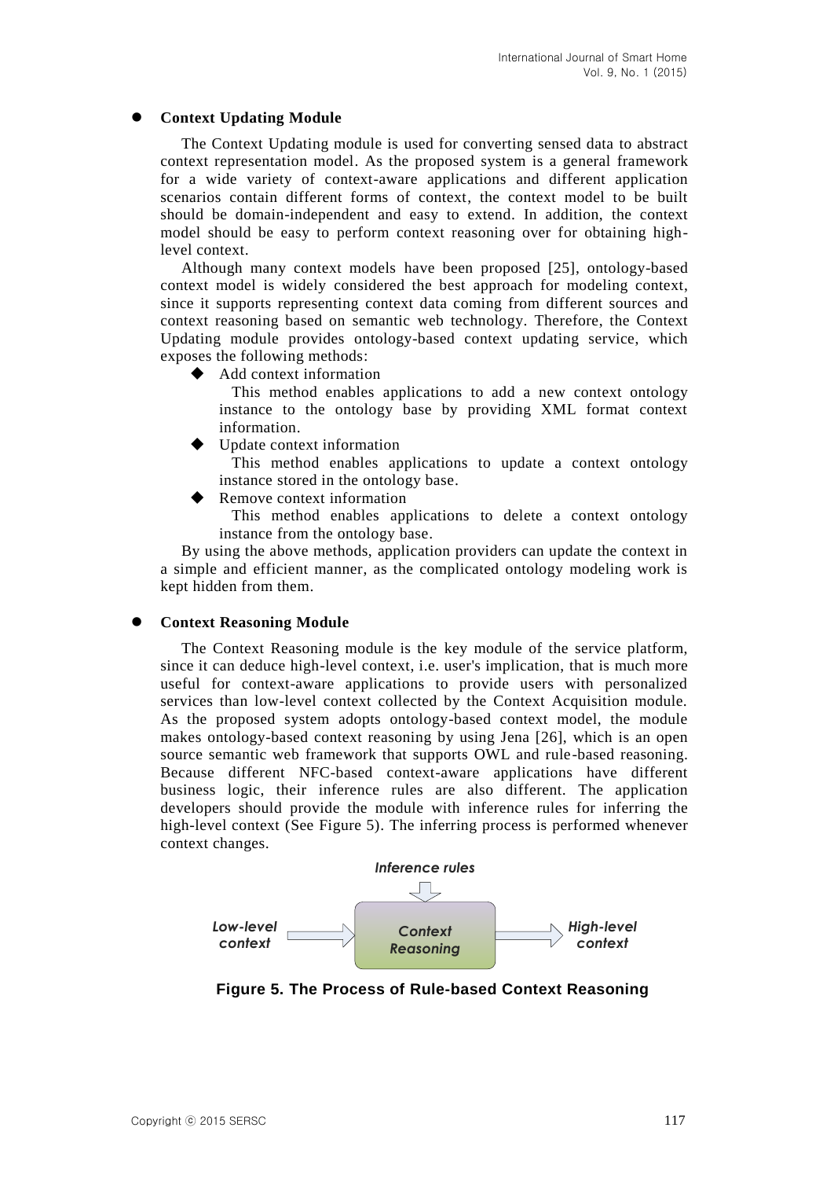- **Context Updating Module**

The Context Updating module is used for converting sensed data to abstract context representation model. As the proposed system is a general framework for a wide variety of context-aware applications and different application scenarios contain different forms of context, the context model to be built should be domain-independent and easy to extend. In addition, the context model should be easy to perform context reasoning over for obtaining high-level context.

Although many context models have been proposed [25], ontology-based context model is widely considered the best approach for modeling context, since it supports representing context data coming from different sources and context reasoning based on semantic web technology. Therefore, the Context Updating module provides ontology-based context updating service, which exposes the following methods:

- Add context information

  This method enables applications to add a new context ontology instance to the ontology base by providing XML format context information.

- Update context information

  This method enables applications to update a context ontology instance stored in the ontology base.

- Remove context information

  This method enables applications to delete a context ontology instance from the ontology base.

By using the above methods, application providers can update the context in a simple and efficient manner, as the complicated ontology modeling work is kept hidden from them.

- **Context Reasoning Module**

The Context Reasoning module is the key module of the service platform, since it can deduce high-level context, i.e. user's implication, that is much more useful for context-aware applications to provide users with personalized services than low-level context collected by the Context Acquisition module. As the proposed system adopts ontology-based context model, the module makes ontology-based context reasoning by using Jena [26], which is an open source semantic web framework that supports OWL and rule-based reasoning. Because different NFC-based context-aware applications have different business logic, their inference rules are also different. The application developers should provide the module with inference rules for inferring the high-level context (See Figure 5). The inferring process is performed whenever context changes.

Inference rules

Low-level context

Context Reasoning

High-level context

**Figure 5. The Process of Rule-based Context Reasoning**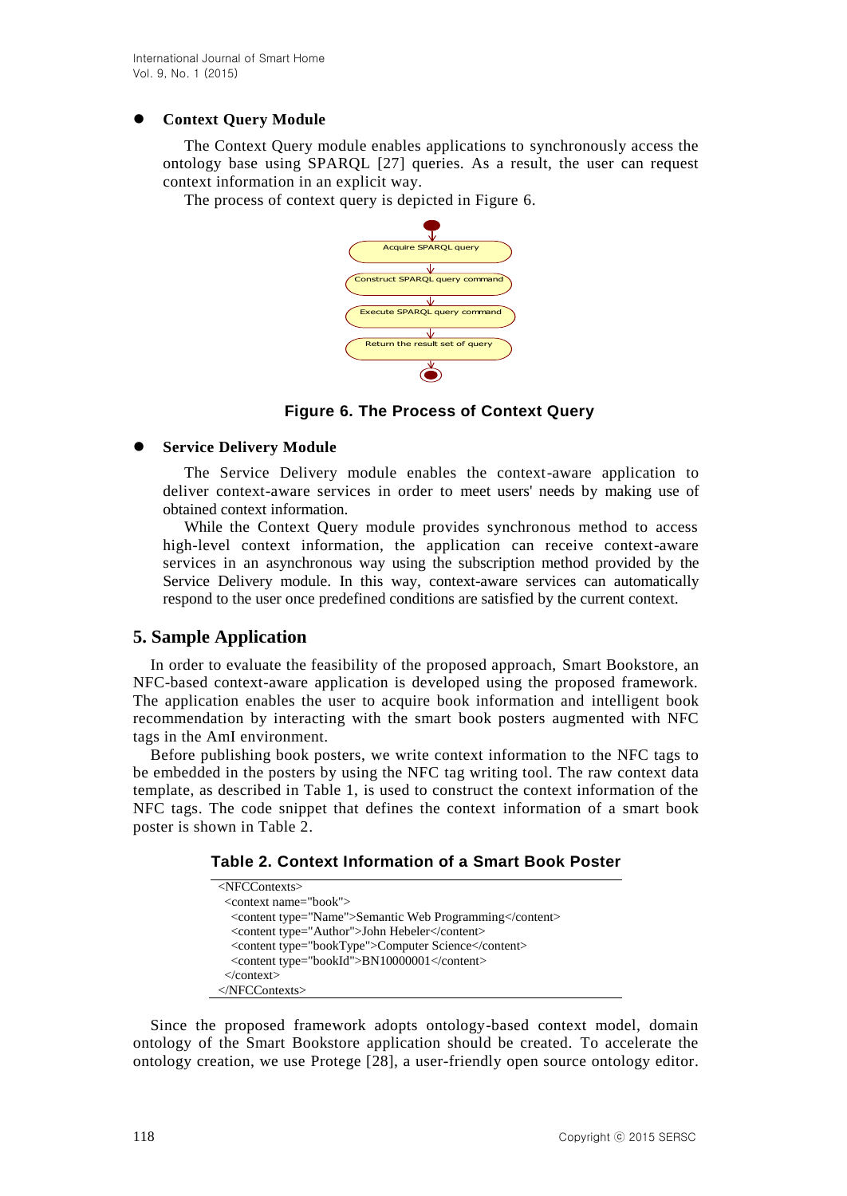- **Context Query Module**

  The Context Query module enables applications to synchronously access the ontology base using SPARQL [27] queries. As a result, the user can request context information in an explicit way.

  The process of context query is depicted in Figure 6.

**Figure 6. The Process of Context Query**

- **Service Delivery Module**

  The Service Delivery module enables the context-aware application to deliver context-aware services in order to meet users' needs by making use of obtained context information.

  While the Context Query module provides synchronous method to access high-level context information, the application can receive context-aware services in an asynchronous way using the subscription method provided by the Service Delivery module. In this way, context-aware services can automatically respond to the user once predefined conditions are satisfied by the current context.

## 5. Sample Application

In order to evaluate the feasibility of the proposed approach, Smart Bookstore, an NFC-based context-aware application is developed using the proposed framework. The application enables the user to acquire book information and intelligent book recommendation by interacting with the smart book posters augmented with NFC tags in the AmI environment.

Before publishing book posters, we write context information to the NFC tags to be embedded in the posters by using the NFC tag writing tool. The raw context data template, as described in Table 1, is used to construct the context information of the NFC tags. The code snippet that defines the context information of a smart book poster is shown in Table 2.

**Table 2. Context Information of a Smart Book Poster**

```
<NFCContexts>
 <context name="book">
  <content type="Name">Semantic Web Programming</content>
  <content type="Author">John Hebeler</content>
  <content type="bookType">Computer Science</content>
  <content type="bookId">BN10000001</content>
 </context>
</NFCContexts>
```

Since the proposed framework adopts ontology-based context model, domain ontology of the Smart Bookstore application should be created. To accelerate the ontology creation, we use Protege [28], a user-friendly open source ontology editor.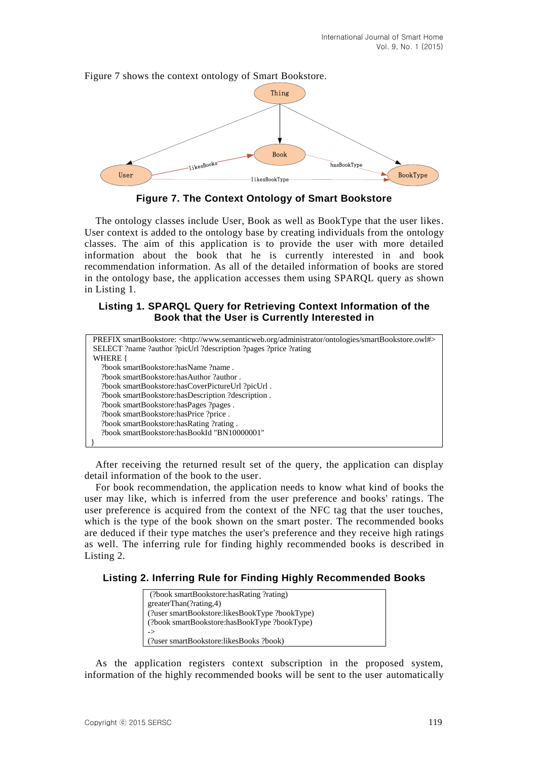Figure 7 shows the context ontology of Smart Bookstore.

**Figure 7. The Context Ontology of Smart Bookstore**

The ontology classes include User, Book as well as BookType that the user likes. User context is added to the ontology base by creating individuals from the ontology classes. The aim of this application is to provide the user with more detailed information about the book that he is currently interested in and book recommendation information. As all of the detailed information of books are stored in the ontology base, the application accesses them using SPARQL query as shown in Listing 1.

**Listing 1. SPARQL Query for Retrieving Context Information of the Book that the User is Currently Interested in**

```
PREFIX smartBookstore: <http://www.semanticweb.org/administrator/ontologies/smartBookstore.owl#>
SELECT ?name ?author ?picUrl ?description ?pages ?price ?rating
WHERE {
   ?book smartBookstore:hasName ?name .
   ?book smartBookstore:hasAuthor ?author .
   ?book smartBookstore:hasCoverPictureUrl ?picUrl .
   ?book smartBookstore:hasDescription ?description .
   ?book smartBookstore:hasPages ?pages .
   ?book smartBookstore:hasPrice ?price .
   ?book smartBookstore:hasRating ?rating .
   ?book smartBookstore:hasBookId "BN10000001"
}
```

After receiving the returned result set of the query, the application can display detail information of the book to the user.

For book recommendation, the application needs to know what kind of books the user may like, which is inferred from the user preference and books' ratings. The user preference is acquired from the context of the NFC tag that the user touches, which is the type of the book shown on the smart poster. The recommended books are deduced if their type matches the user's preference and they receive high ratings as well. The inferring rule for finding highly recommended books is described in Listing 2.

**Listing 2. Inferring Rule for Finding Highly Recommended Books**

```
 (?book smartBookstore:hasRating ?rating)
greaterThan(?rating,4)
(?user smartBookstore:likesBookType ?bookType)
(?book smartBookstore:hasBookType ?bookType)
->
(?user smartBookstore:likesBooks ?book)
```

As the application registers context subscription in the proposed system, information of the highly recommended books will be sent to the user automatically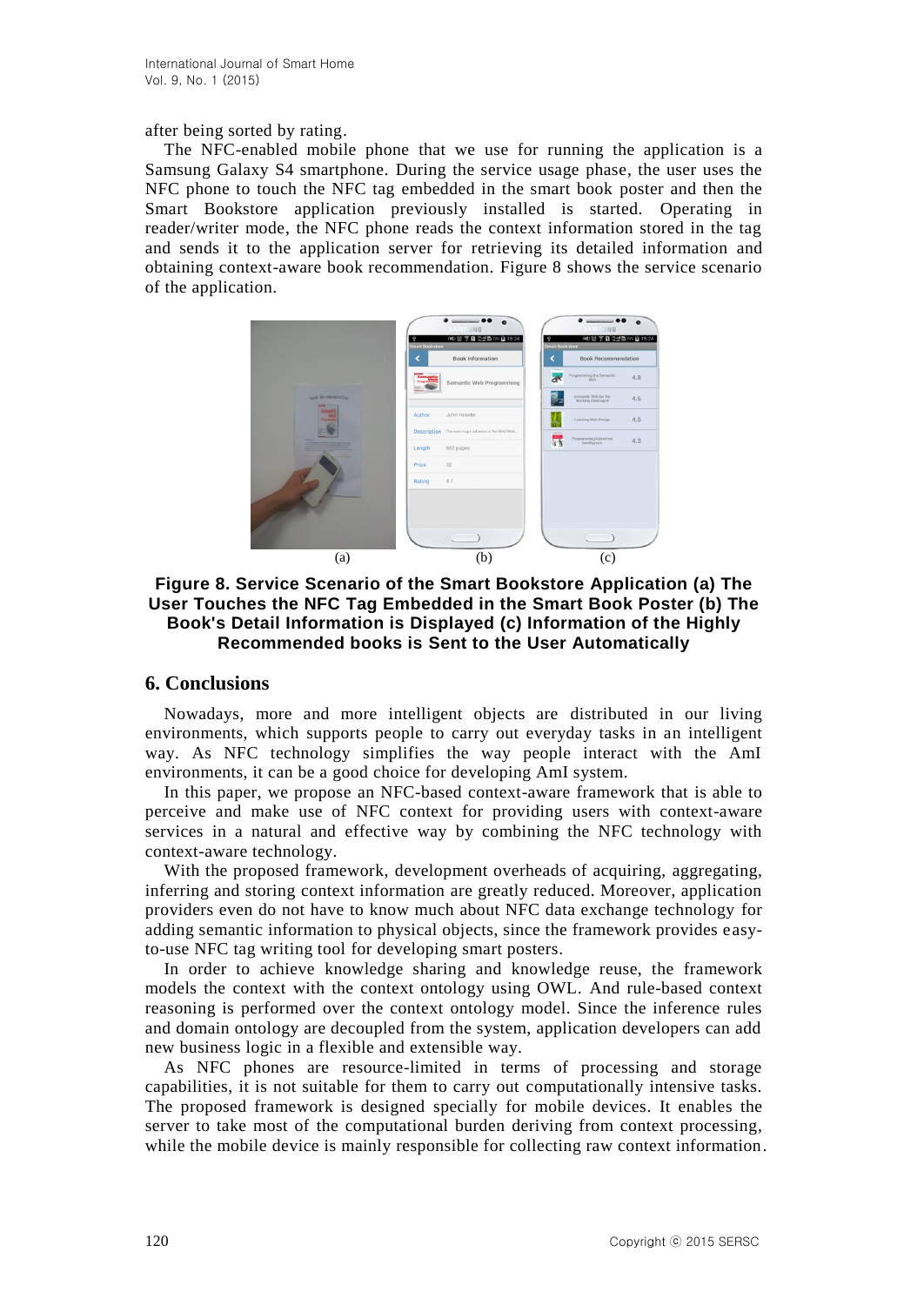after being sorted by rating.

The NFC-enabled mobile phone that we use for running the application is a Samsung Galaxy S4 smartphone. During the service usage phase, the user uses the NFC phone to touch the NFC tag embedded in the smart book poster and then the Smart Bookstore application previously installed is started. Operating in reader/writer mode, the NFC phone reads the context information stored in the tag and sends it to the application server for retrieving its detailed information and obtaining context-aware book recommendation. Figure 8 shows the service scenario of the application.

(a) (b) (c)

**Figure 8. Service Scenario of the Smart Bookstore Application (a) The User Touches the NFC Tag Embedded in the Smart Book Poster (b) The Book's Detail Information is Displayed (c) Information of the Highly Recommended books is Sent to the User Automatically**

## 6. Conclusions

Nowadays, more and more intelligent objects are distributed in our living environments, which supports people to carry out everyday tasks in an intelligent way. As NFC technology simplifies the way people interact with the AmI environments, it can be a good choice for developing AmI system.

In this paper, we propose an NFC-based context-aware framework that is able to perceive and make use of NFC context for providing users with context-aware services in a natural and effective way by combining the NFC technology with context-aware technology.

With the proposed framework, development overheads of acquiring, aggregating, inferring and storing context information are greatly reduced. Moreover, application providers even do not have to know much about NFC data exchange technology for adding semantic information to physical objects, since the framework provides easy-to-use NFC tag writing tool for developing smart posters.

In order to achieve knowledge sharing and knowledge reuse, the framework models the context with the context ontology using OWL. And rule-based context reasoning is performed over the context ontology model. Since the inference rules and domain ontology are decoupled from the system, application developers can add new business logic in a flexible and extensible way.

As NFC phones are resource-limited in terms of processing and storage capabilities, it is not suitable for them to carry out computationally intensive tasks. The proposed framework is designed specially for mobile devices. It enables the server to take most of the computational burden deriving from context processing, while the mobile device is mainly responsible for collecting raw context information.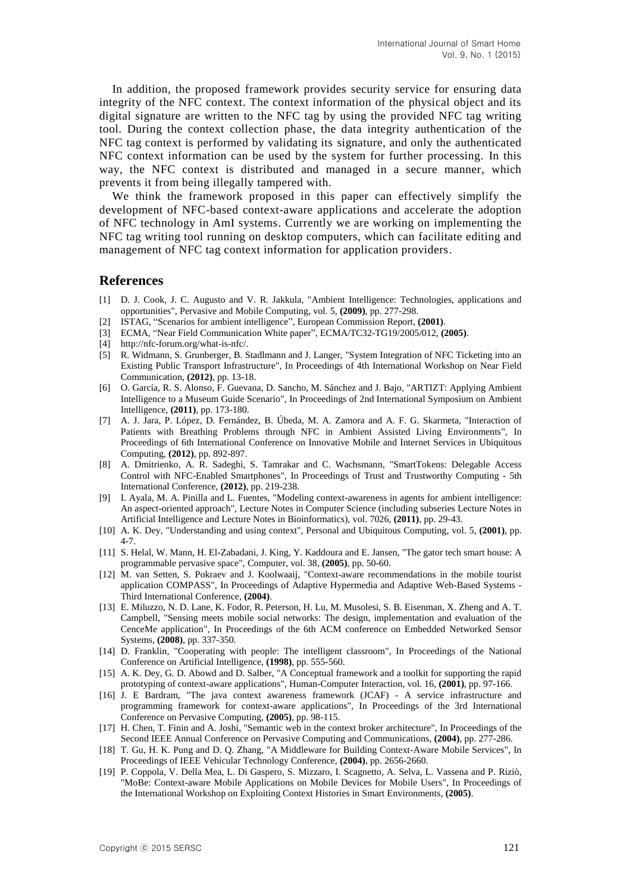In addition, the proposed framework provides security service for ensuring data integrity of the NFC context. The context information of the physical object and its digital signature are written to the NFC tag by using the provided NFC tag writing tool. During the context collection phase, the data integrity authentication of the NFC tag context is performed by validating its signature, and only the authenticated NFC context information can be used by the system for further processing. In this way, the NFC context is distributed and managed in a secure manner, which prevents it from being illegally tampered with.

We think the framework proposed in this paper can effectively simplify the development of NFC-based context-aware applications and accelerate the adoption of NFC technology in AmI systems. Currently we are working on implementing the NFC tag writing tool running on desktop computers, which can facilitate editing and management of NFC tag context information for application providers.

## References

[1] D. J. Cook, J. C. Augusto and V. R. Jakkula, "Ambient Intelligence: Technologies, applications and opportunities", Pervasive and Mobile Computing, vol. 5, **(2009)**, pp. 277-298.

[2] ISTAG, "Scenarios for ambient intelligence", European Commission Report, **(2001)**.

[3] ECMA, "Near Field Communication White paper", ECMA/TC32-TG19/2005/012, **(2005)**.

[4] http://nfc-forum.org/what-is-nfc/.

[5] R. Widmann, S. Grunberger, B. Stadlmann and J. Langer, "System Integration of NFC Ticketing into an Existing Public Transport Infrastructure", In Proceedings of 4th International Workshop on Near Field Communication, **(2012)**, pp. 13-18.

[6] O. García, R. S. Alonso, F. Guevana, D. Sancho, M. Sánchez and J. Bajo, "ARTIZT: Applying Ambient Intelligence to a Museum Guide Scenario", In Proceedings of 2nd International Symposium on Ambient Intelligence, **(2011)**, pp. 173-180.

[7] A. J. Jara, P. López, D. Fernández, B. Úbeda, M. A. Zamora and A. F. G. Skarmeta, "Interaction of Patients with Breathing Problems through NFC in Ambient Assisted Living Environments", In Proceedings of 6th International Conference on Innovative Mobile and Internet Services in Ubiquitous Computing, **(2012)**, pp. 892-897.

[8] A. Dmitrienko, A. R. Sadeghi, S. Tamrakar and C. Wachsmann, "SmartTokens: Delegable Access Control with NFC-Enabled Smartphones", In Proceedings of Trust and Trustworthy Computing - 5th International Conference, **(2012)**, pp. 219-238.

[9] I. Ayala, M. A. Pinilla and L. Fuentes, "Modeling context-awareness in agents for ambient intelligence: An aspect-oriented approach", Lecture Notes in Computer Science (including subseries Lecture Notes in Artificial Intelligence and Lecture Notes in Bioinformatics), vol. 7026, **(2011)**, pp. 29-43.

[10] A. K. Dey, "Understanding and using context", Personal and Ubiquitous Computing, vol. 5, **(2001)**, pp. 4-7.

[11] S. Helal, W. Mann, H. El-Zabadani, J. King, Y. Kaddoura and E. Jansen, "The gator tech smart house: A programmable pervasive space", Computer, vol. 38, **(2005)**, pp. 50-60.

[12] M. van Setten, S. Pokraev and J. Koolwaaij, "Context-aware recommendations in the mobile tourist application COMPASS", In Proceedings of Adaptive Hypermedia and Adaptive Web-Based Systems - Third International Conference, **(2004)**.

[13] E. Miluzzo, N. D. Lane, K. Fodor, R. Peterson, H. Lu, M. Musolesi, S. B. Eisenman, X. Zheng and A. T. Campbell, "Sensing meets mobile social networks: The design, implementation and evaluation of the CenceMe application", In Proceedings of the 6th ACM conference on Embedded Networked Sensor Systems, **(2008)**, pp. 337-350.

[14] D. Franklin, "Cooperating with people: The intelligent classroom", In Proceedings of the National Conference on Artificial Intelligence, **(1998)**, pp. 555-560.

[15] A. K. Dey, G. D. Abowd and D. Salber, "A Conceptual framework and a toolkit for supporting the rapid prototyping of context-aware applications", Human-Computer Interaction, vol. 16, **(2001)**, pp. 97-166.

[16] J. E Bardram, "The java context awareness framework (JCAF) - A service infrastructure and programming framework for context-aware applications", In Proceedings of the 3rd International Conference on Pervasive Computing, **(2005)**, pp. 98-115.

[17] H. Chen, T. Finin and A. Joshi, "Semantic web in the context broker architecture", In Proceedings of the Second IEEE Annual Conference on Pervasive Computing and Communications, **(2004)**, pp. 277-286.

[18] T. Gu, H. K. Pung and D. Q. Zhang, "A Middleware for Building Context-Aware Mobile Services", In Proceedings of IEEE Vehicular Technology Conference, **(2004)**, pp. 2656-2660.

[19] P. Coppola, V. Della Mea, L. Di Gaspero, S. Mizzaro, I. Scagnetto, A. Selva, L. Vassena and P. Riziò, "MoBe: Context-aware Mobile Applications on Mobile Devices for Mobile Users", In Proceedings of the International Workshop on Exploiting Context Histories in Smart Environments, **(2005)**.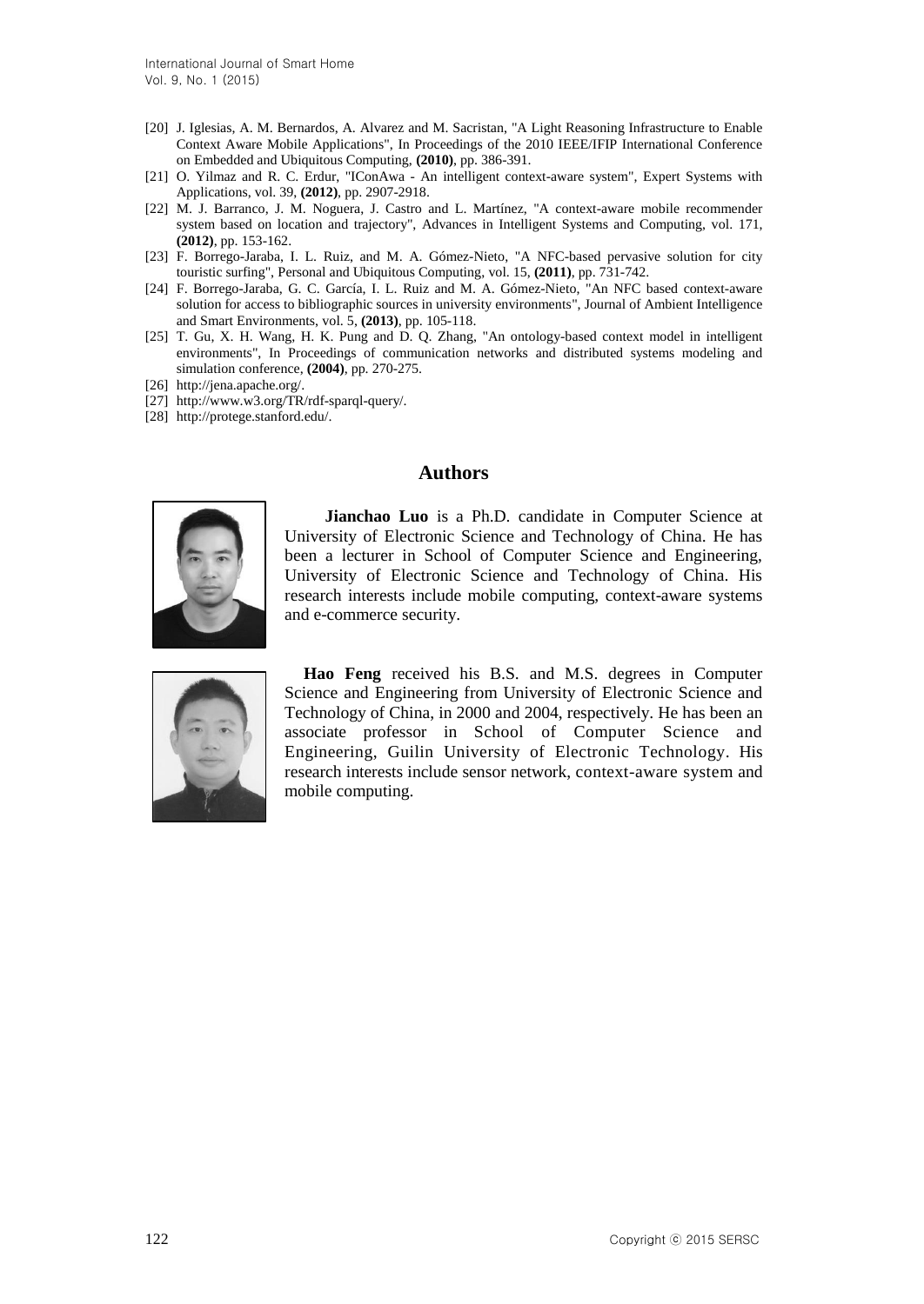[20] J. Iglesias, A. M. Bernardos, A. Alvarez and M. Sacristan, "A Light Reasoning Infrastructure to Enable Context Aware Mobile Applications", In Proceedings of the 2010 IEEE/IFIP International Conference on Embedded and Ubiquitous Computing, **(2010)**, pp. 386-391.

[21] O. Yilmaz and R. C. Erdur, "IConAwa - An intelligent context-aware system", Expert Systems with Applications, vol. 39, **(2012)**, pp. 2907-2918.

[22] M. J. Barranco, J. M. Noguera, J. Castro and L. Martínez, "A context-aware mobile recommender system based on location and trajectory", Advances in Intelligent Systems and Computing, vol. 171, **(2012)**, pp. 153-162.

[23] F. Borrego-Jaraba, I. L. Ruiz, and M. A. Gómez-Nieto, "A NFC-based pervasive solution for city touristic surfing", Personal and Ubiquitous Computing, vol. 15, **(2011)**, pp. 731-742.

[24] F. Borrego-Jaraba, G. C. García, I. L. Ruiz and M. A. Gómez-Nieto, "An NFC based context-aware solution for access to bibliographic sources in university environments", Journal of Ambient Intelligence and Smart Environments, vol. 5, **(2013)**, pp. 105-118.

[25] T. Gu, X. H. Wang, H. K. Pung and D. Q. Zhang, "An ontology-based context model in intelligent environments", In Proceedings of communication networks and distributed systems modeling and simulation conference, **(2004)**, pp. 270-275.

[26] http://jena.apache.org/.

[27] http://www.w3.org/TR/rdf-sparql-query/.

[28] http://protege.stanford.edu/.

## Authors

**Jianchao Luo** is a Ph.D. candidate in Computer Science at University of Electronic Science and Technology of China. He has been a lecturer in School of Computer Science and Engineering, University of Electronic Science and Technology of China. His research interests include mobile computing, context-aware systems and e-commerce security.

**Hao Feng** received his B.S. and M.S. degrees in Computer Science and Engineering from University of Electronic Science and Technology of China, in 2000 and 2004, respectively. He has been an associate professor in School of Computer Science and Engineering, Guilin University of Electronic Technology. His research interests include sensor network, context-aware system and mobile computing.